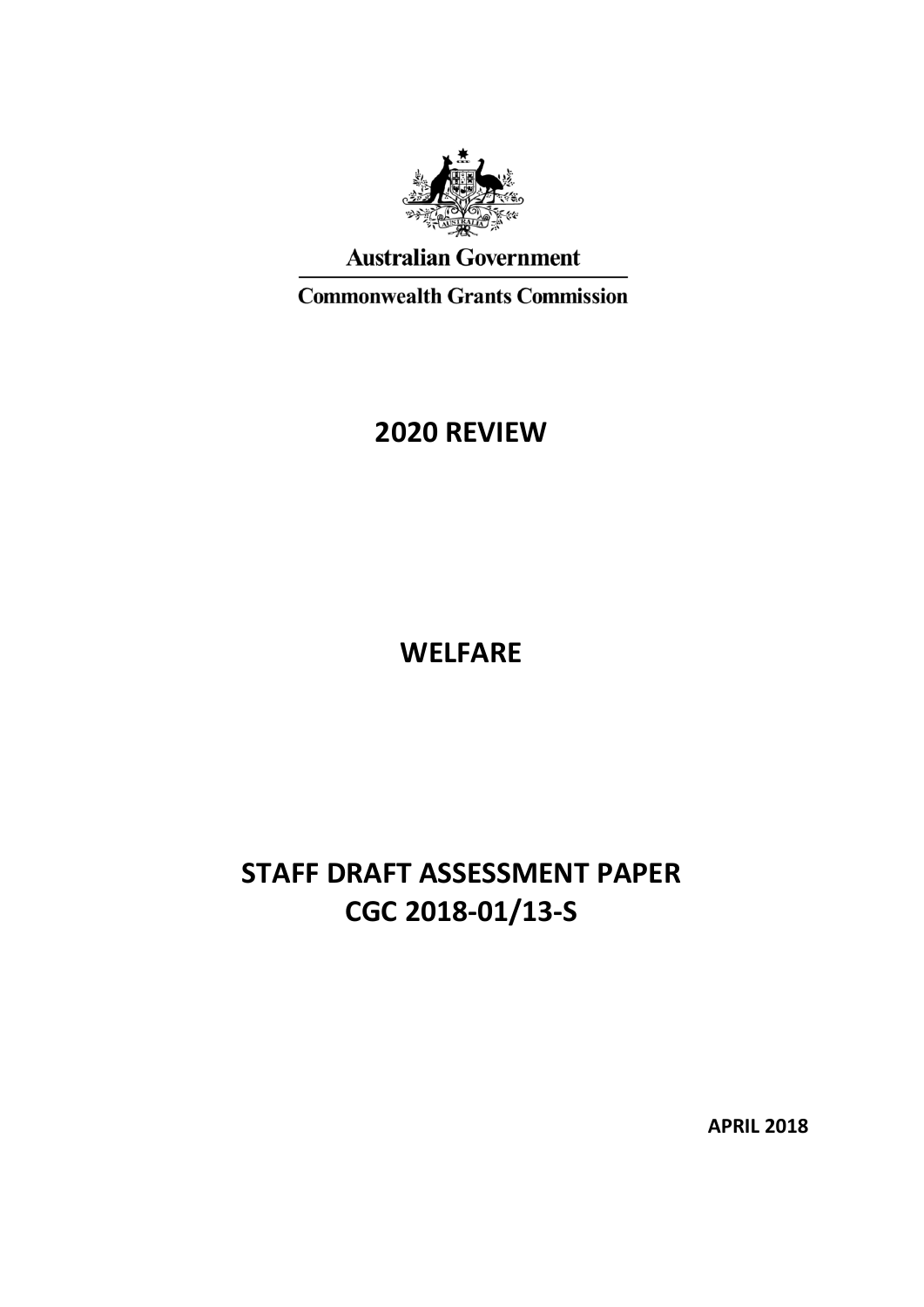Australian Government

Commonwealth Grants Commission

# 2020 REVIEW

# WELFARE

# STAFF DRAFT ASSESSMENT PAPER
# CGC 2018-01/13-S

**APRIL 2018**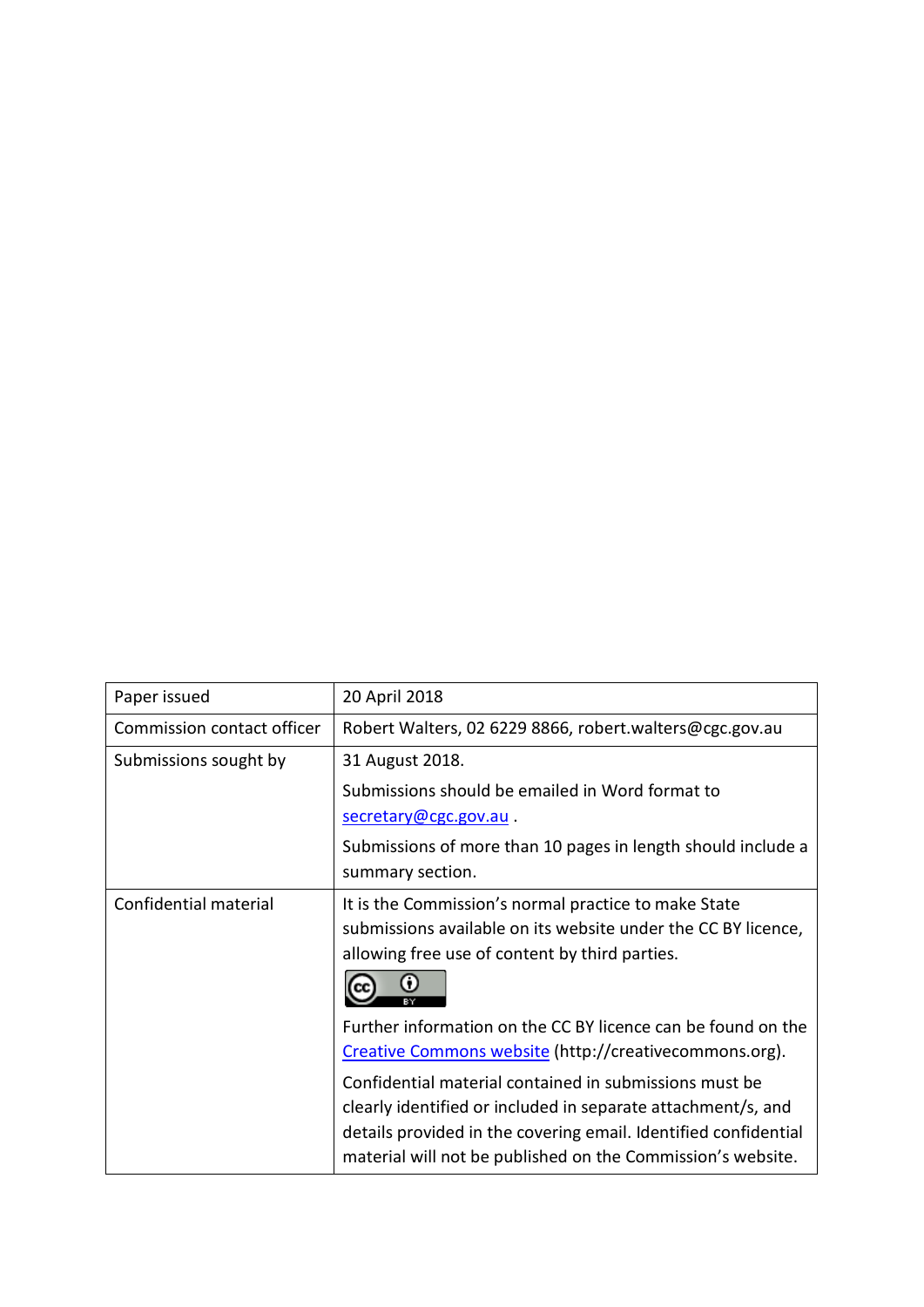| | |
|---|---|
| Paper issued | 20 April 2018 |
| Commission contact officer | Robert Walters, 02 6229 8866, robert.walters@cgc.gov.au |
| Submissions sought by | 31 August 2018.<br><br>Submissions should be emailed in Word format to secretary@cgc.gov.au .<br><br>Submissions of more than 10 pages in length should include a summary section. |
| Confidential material | It is the Commission's normal practice to make State submissions available on its website under the CC BY licence, allowing free use of content by third parties.<br><br>Further information on the CC BY licence can be found on the Creative Commons website (http://creativecommons.org).<br><br>Confidential material contained in submissions must be clearly identified or included in separate attachment/s, and details provided in the covering email. Identified confidential material will not be published on the Commission's website. |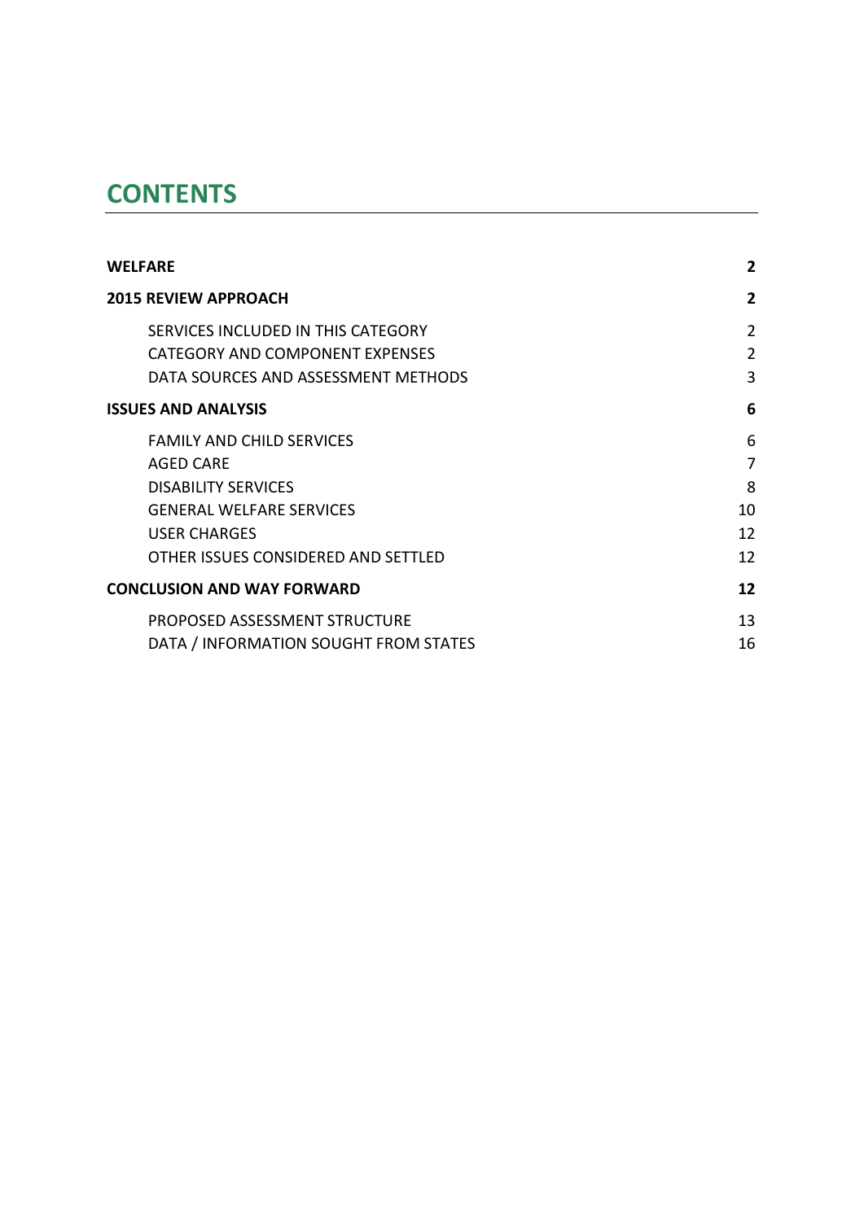# CONTENTS

| | |
|---|---|
| **WELFARE** | **2** |
| **2015 REVIEW APPROACH** | **2** |
| SERVICES INCLUDED IN THIS CATEGORY | 2 |
| CATEGORY AND COMPONENT EXPENSES | 2 |
| DATA SOURCES AND ASSESSMENT METHODS | 3 |
| **ISSUES AND ANALYSIS** | **6** |
| FAMILY AND CHILD SERVICES | 6 |
| AGED CARE | 7 |
| DISABILITY SERVICES | 8 |
| GENERAL WELFARE SERVICES | 10 |
| USER CHARGES | 12 |
| OTHER ISSUES CONSIDERED AND SETTLED | 12 |
| **CONCLUSION AND WAY FORWARD** | **12** |
| PROPOSED ASSESSMENT STRUCTURE | 13 |
| DATA / INFORMATION SOUGHT FROM STATES | 16 |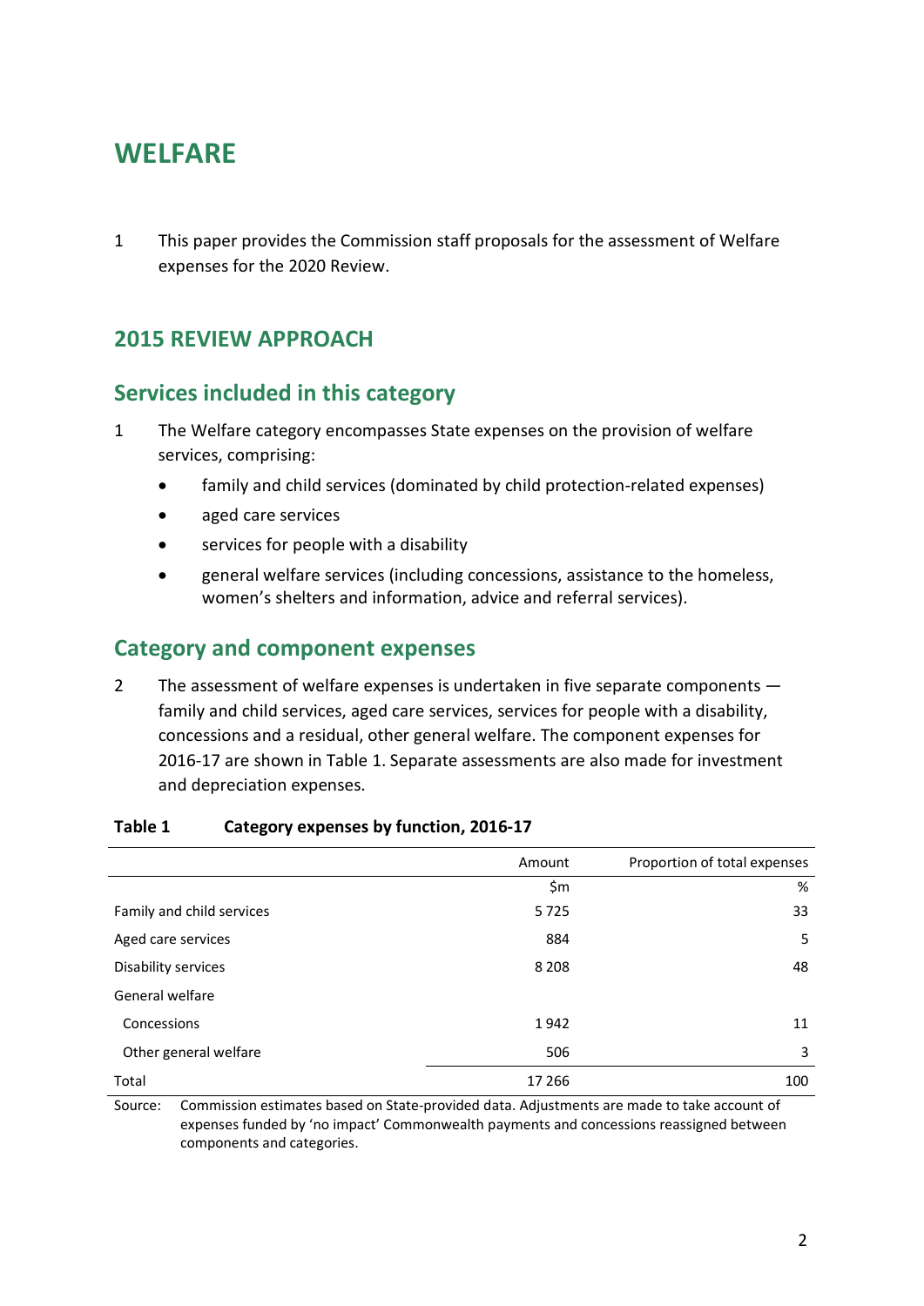# WELFARE

1 This paper provides the Commission staff proposals for the assessment of Welfare expenses for the 2020 Review.

## 2015 REVIEW APPROACH

### Services included in this category

1 The Welfare category encompasses State expenses on the provision of welfare services, comprising:

- family and child services (dominated by child protection-related expenses)
- aged care services
- services for people with a disability
- general welfare services (including concessions, assistance to the homeless, women's shelters and information, advice and referral services).

### Category and component expenses

2 The assessment of welfare expenses is undertaken in five separate components — family and child services, aged care services, services for people with a disability, concessions and a residual, other general welfare. The component expenses for 2016-17 are shown in Table 1. Separate assessments are also made for investment and depreciation expenses.

**Table 1 Category expenses by function, 2016-17**

| | Amount | Proportion of total expenses |
|---|---|---|
| | $m | % |
| Family and child services | 5 725 | 33 |
| Aged care services | 884 | 5 |
| Disability services | 8 208 | 48 |
| General welfare | | |
| Concessions | 1 942 | 11 |
| Other general welfare | 506 | 3 |
| Total | 17 266 | 100 |

Source: Commission estimates based on State-provided data. Adjustments are made to take account of expenses funded by 'no impact' Commonwealth payments and concessions reassigned between components and categories.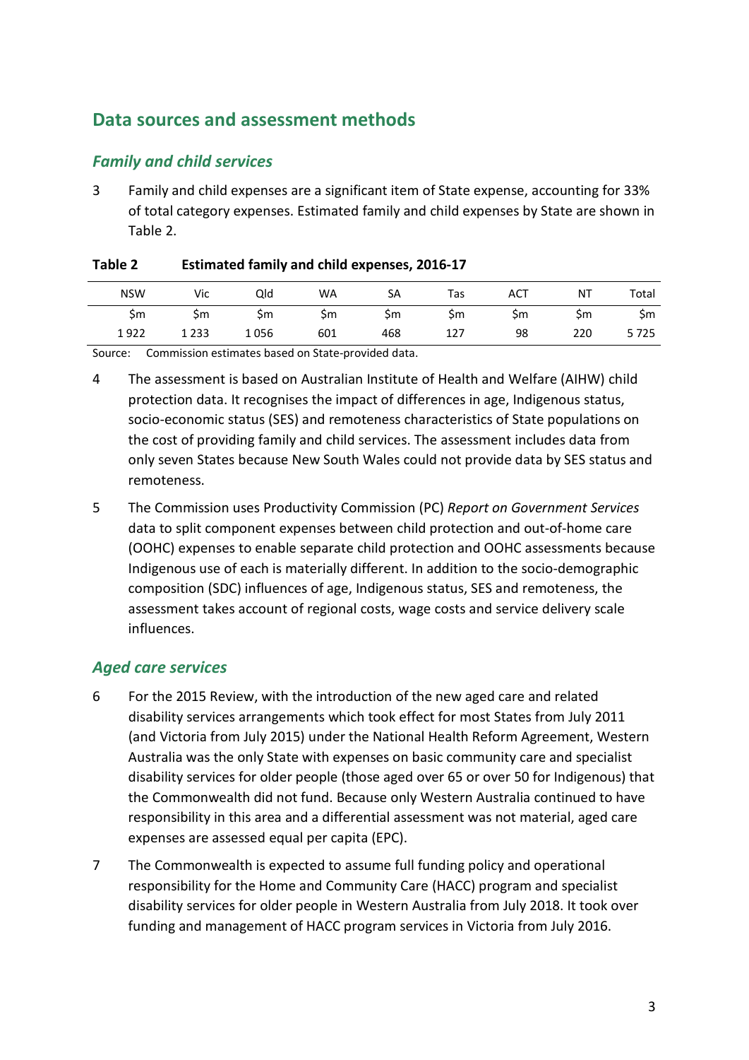## Data sources and assessment methods

### *Family and child services*

3 Family and child expenses are a significant item of State expense, accounting for 33% of total category expenses. Estimated family and child expenses by State are shown in Table 2.

**Table 2 Estimated family and child expenses, 2016-17**

| NSW | Vic | Qld | WA | SA | Tas | ACT | NT | Total |
|---|---|---|---|---|---|---|---|---|
| $m | $m | $m | $m | $m | $m | $m | $m | $m |
| 1 922 | 1 233 | 1 056 | 601 | 468 | 127 | 98 | 220 | 5 725 |

Source: Commission estimates based on State-provided data.

4 The assessment is based on Australian Institute of Health and Welfare (AIHW) child protection data. It recognises the impact of differences in age, Indigenous status, socio-economic status (SES) and remoteness characteristics of State populations on the cost of providing family and child services. The assessment includes data from only seven States because New South Wales could not provide data by SES status and remoteness.

5 The Commission uses Productivity Commission (PC) *Report on Government Services* data to split component expenses between child protection and out-of-home care (OOHC) expenses to enable separate child protection and OOHC assessments because Indigenous use of each is materially different. In addition to the socio-demographic composition (SDC) influences of age, Indigenous status, SES and remoteness, the assessment takes account of regional costs, wage costs and service delivery scale influences.

### *Aged care services*

6 For the 2015 Review, with the introduction of the new aged care and related disability services arrangements which took effect for most States from July 2011 (and Victoria from July 2015) under the National Health Reform Agreement, Western Australia was the only State with expenses on basic community care and specialist disability services for older people (those aged over 65 or over 50 for Indigenous) that the Commonwealth did not fund. Because only Western Australia continued to have responsibility in this area and a differential assessment was not material, aged care expenses are assessed equal per capita (EPC).

7 The Commonwealth is expected to assume full funding policy and operational responsibility for the Home and Community Care (HACC) program and specialist disability services for older people in Western Australia from July 2018. It took over funding and management of HACC program services in Victoria from July 2016.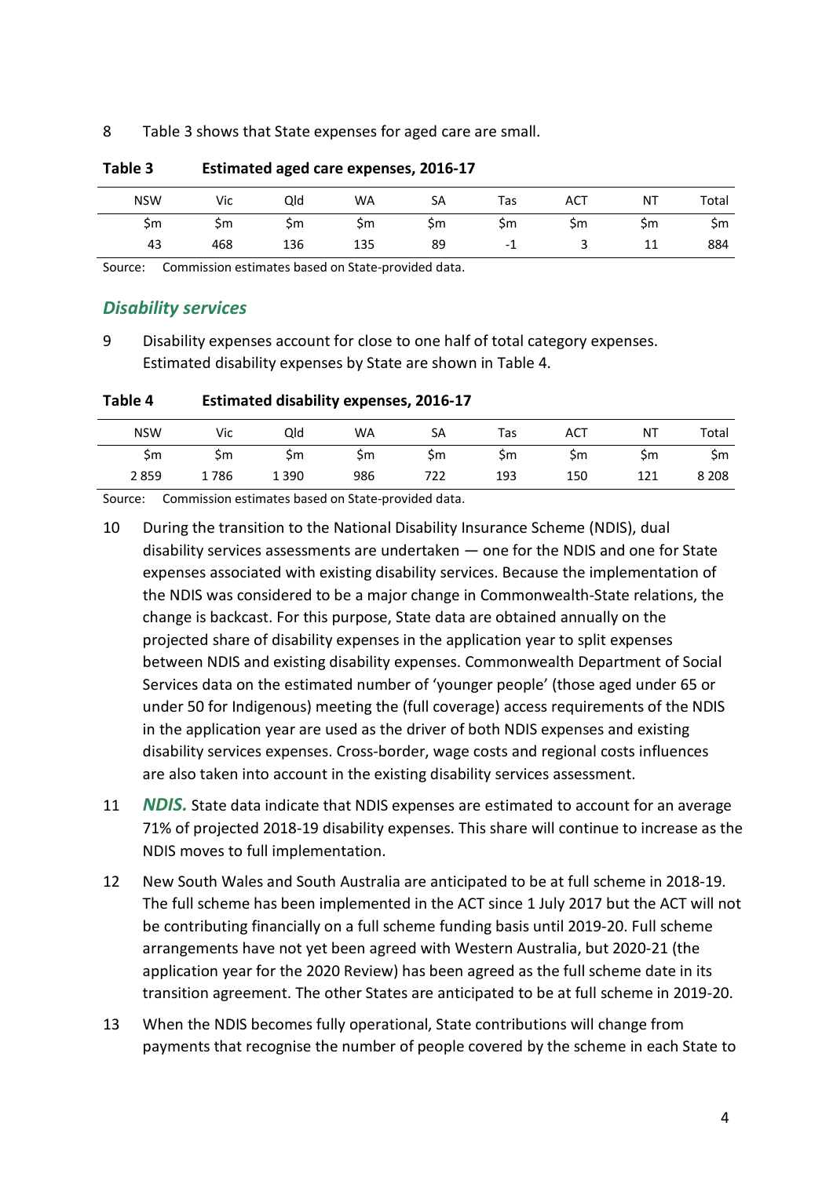8 Table 3 shows that State expenses for aged care are small.

**Table 3 Estimated aged care expenses, 2016-17**

| NSW | Vic | Qld | WA | SA | Tas | ACT | NT | Total |
|---|---|---|---|---|---|---|---|---|
| $m | $m | $m | $m | $m | $m | $m | $m | $m |
| 43 | 468 | 136 | 135 | 89 | -1 | 3 | 11 | 884 |

Source: Commission estimates based on State-provided data.

## *Disability services*

9 Disability expenses account for close to one half of total category expenses. Estimated disability expenses by State are shown in Table 4.

**Table 4 Estimated disability expenses, 2016-17**

| NSW | Vic | Qld | WA | SA | Tas | ACT | NT | Total |
|---|---|---|---|---|---|---|---|---|
| $m | $m | $m | $m | $m | $m | $m | $m | $m |
| 2 859 | 1 786 | 1 390 | 986 | 722 | 193 | 150 | 121 | 8 208 |

Source: Commission estimates based on State-provided data.

10 During the transition to the National Disability Insurance Scheme (NDIS), dual disability services assessments are undertaken — one for the NDIS and one for State expenses associated with existing disability services. Because the implementation of the NDIS was considered to be a major change in Commonwealth-State relations, the change is backcast. For this purpose, State data are obtained annually on the projected share of disability expenses in the application year to split expenses between NDIS and existing disability expenses. Commonwealth Department of Social Services data on the estimated number of 'younger people' (those aged under 65 or under 50 for Indigenous) meeting the (full coverage) access requirements of the NDIS in the application year are used as the driver of both NDIS expenses and existing disability services expenses. Cross-border, wage costs and regional costs influences are also taken into account in the existing disability services assessment.

11 ***NDIS.*** State data indicate that NDIS expenses are estimated to account for an average 71% of projected 2018-19 disability expenses. This share will continue to increase as the NDIS moves to full implementation.

12 New South Wales and South Australia are anticipated to be at full scheme in 2018-19. The full scheme has been implemented in the ACT since 1 July 2017 but the ACT will not be contributing financially on a full scheme funding basis until 2019-20. Full scheme arrangements have not yet been agreed with Western Australia, but 2020-21 (the application year for the 2020 Review) has been agreed as the full scheme date in its transition agreement. The other States are anticipated to be at full scheme in 2019-20.

13 When the NDIS becomes fully operational, State contributions will change from payments that recognise the number of people covered by the scheme in each State to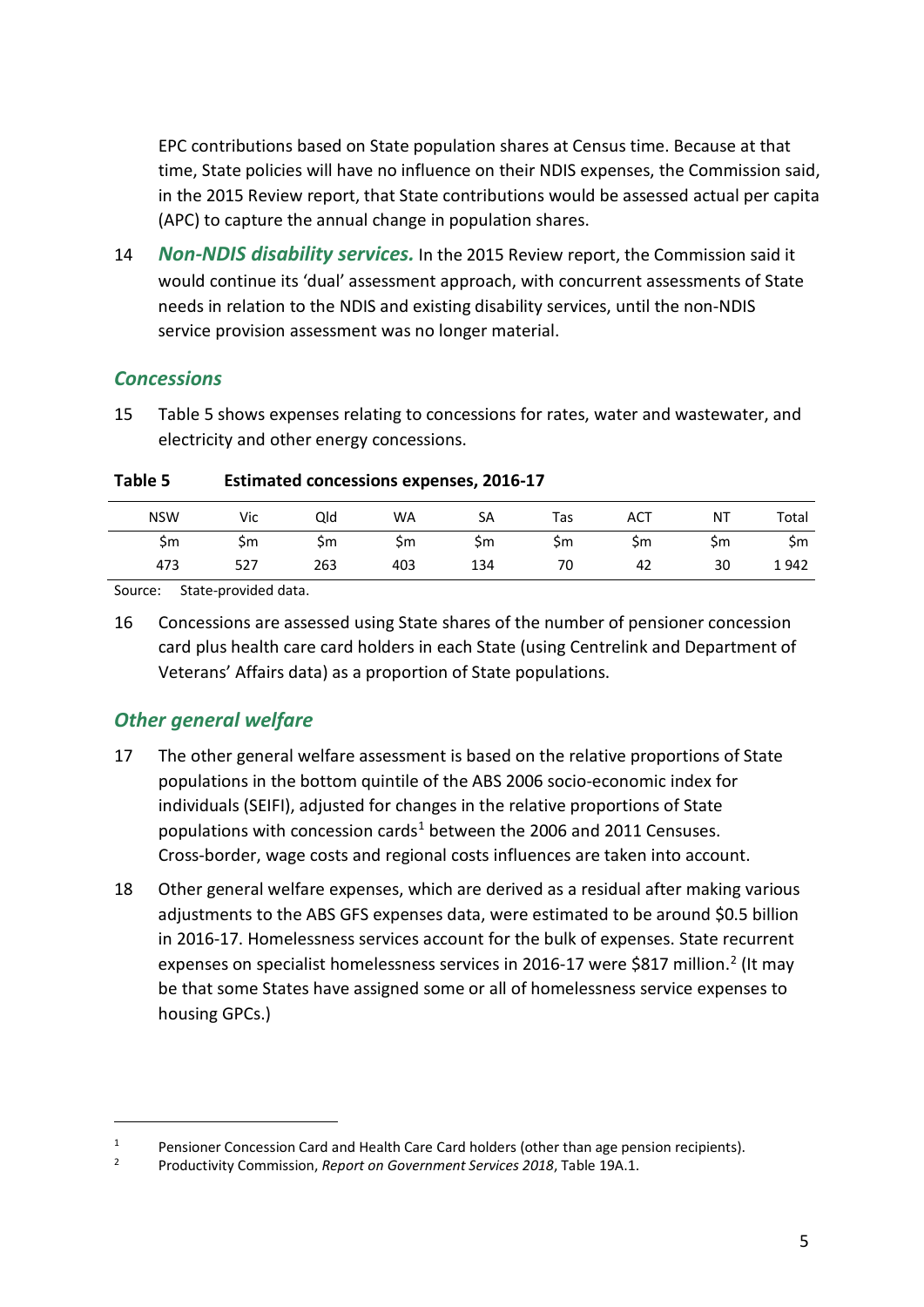EPC contributions based on State population shares at Census time. Because at that time, State policies will have no influence on their NDIS expenses, the Commission said, in the 2015 Review report, that State contributions would be assessed actual per capita (APC) to capture the annual change in population shares.

14 ***Non-NDIS disability services.*** In the 2015 Review report, the Commission said it would continue its 'dual' assessment approach, with concurrent assessments of State needs in relation to the NDIS and existing disability services, until the non-NDIS service provision assessment was no longer material.

## *Concessions*

15 Table 5 shows expenses relating to concessions for rates, water and wastewater, and electricity and other energy concessions.

**Table 5 Estimated concessions expenses, 2016-17**

| NSW | Vic | Qld | WA | SA | Tas | ACT | NT | Total |
|---|---|---|---|---|---|---|---|---|
| $m | $m | $m | $m | $m | $m | $m | $m | $m |
| 473 | 527 | 263 | 403 | 134 | 70 | 42 | 30 | 1 942 |

Source: State-provided data.

16 Concessions are assessed using State shares of the number of pensioner concession card plus health care card holders in each State (using Centrelink and Department of Veterans' Affairs data) as a proportion of State populations.

## *Other general welfare*

17 The other general welfare assessment is based on the relative proportions of State populations in the bottom quintile of the ABS 2006 socio-economic index for individuals (SEIFI), adjusted for changes in the relative proportions of State populations with concession cards[1] between the 2006 and 2011 Censuses. Cross-border, wage costs and regional costs influences are taken into account.

18 Other general welfare expenses, which are derived as a residual after making various adjustments to the ABS GFS expenses data, were estimated to be around $0.5 billion in 2016-17. Homelessness services account for the bulk of expenses. State recurrent expenses on specialist homelessness services in 2016-17 were $817 million.[2] (It may be that some States have assigned some or all of homelessness service expenses to housing GPCs.)

---

[1] Pensioner Concession Card and Health Care Card holders (other than age pension recipients).

[2] Productivity Commission, *Report on Government Services 2018*, Table 19A.1.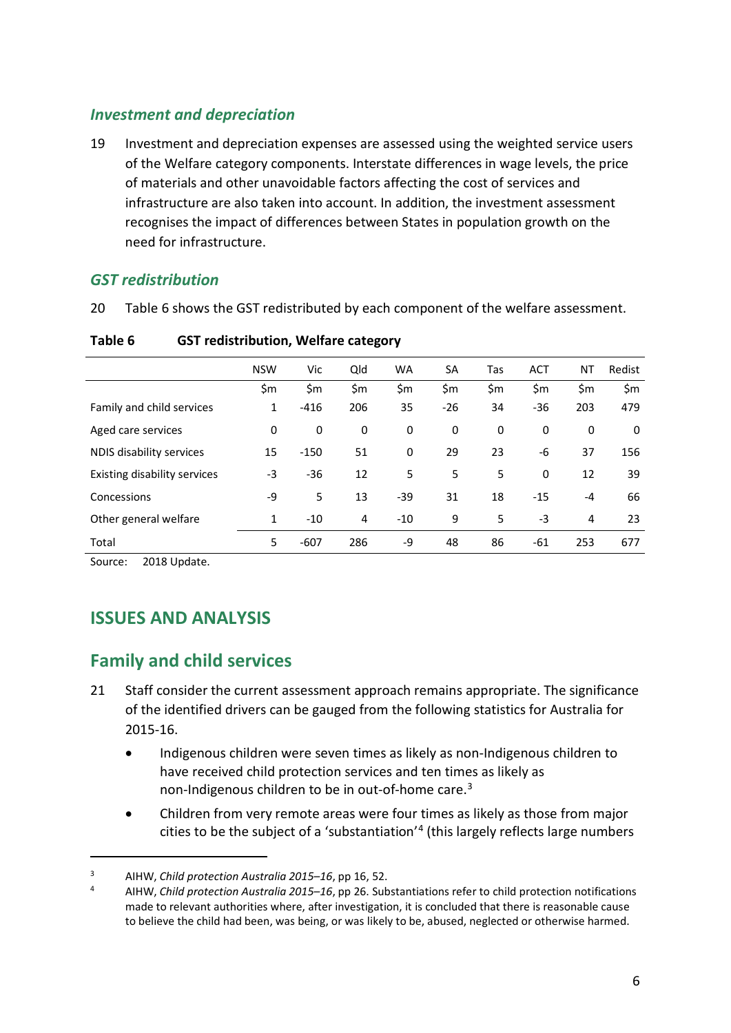### *Investment and depreciation*

19 Investment and depreciation expenses are assessed using the weighted service users of the Welfare category components. Interstate differences in wage levels, the price of materials and other unavoidable factors affecting the cost of services and infrastructure are also taken into account. In addition, the investment assessment recognises the impact of differences between States in population growth on the need for infrastructure.

### *GST redistribution*

20 Table 6 shows the GST redistributed by each component of the welfare assessment.

**Table 6 GST redistribution, Welfare category**

| | NSW | Vic | Qld | WA | SA | Tas | ACT | NT | Redist |
|---|---|---|---|---|---|---|---|---|---|
| | $m | $m | $m | $m | $m | $m | $m | $m | $m |
| Family and child services | 1 | -416 | 206 | 35 | -26 | 34 | -36 | 203 | 479 |
| Aged care services | 0 | 0 | 0 | 0 | 0 | 0 | 0 | 0 | 0 |
| NDIS disability services | 15 | -150 | 51 | 0 | 29 | 23 | -6 | 37 | 156 |
| Existing disability services | -3 | -36 | 12 | 5 | 5 | 5 | 0 | 12 | 39 |
| Concessions | -9 | 5 | 13 | -39 | 31 | 18 | -15 | -4 | 66 |
| Other general welfare | 1 | -10 | 4 | -10 | 9 | 5 | -3 | 4 | 23 |
| Total | 5 | -607 | 286 | -9 | 48 | 86 | -61 | 253 | 677 |

Source: 2018 Update.

## ISSUES AND ANALYSIS

## Family and child services

21 Staff consider the current assessment approach remains appropriate. The significance of the identified drivers can be gauged from the following statistics for Australia for 2015-16.

- Indigenous children were seven times as likely as non-Indigenous children to have received child protection services and ten times as likely as non-Indigenous children to be in out-of-home care.[3]
- Children from very remote areas were four times as likely as those from major cities to be the subject of a 'substantiation'[4] (this largely reflects large numbers

[3] AIHW, *Child protection Australia 2015–16*, pp 16, 52.

[4] AIHW, *Child protection Australia 2015–16*, pp 26. Substantiations refer to child protection notifications made to relevant authorities where, after investigation, it is concluded that there is reasonable cause to believe the child had been, was being, or was likely to be, abused, neglected or otherwise harmed.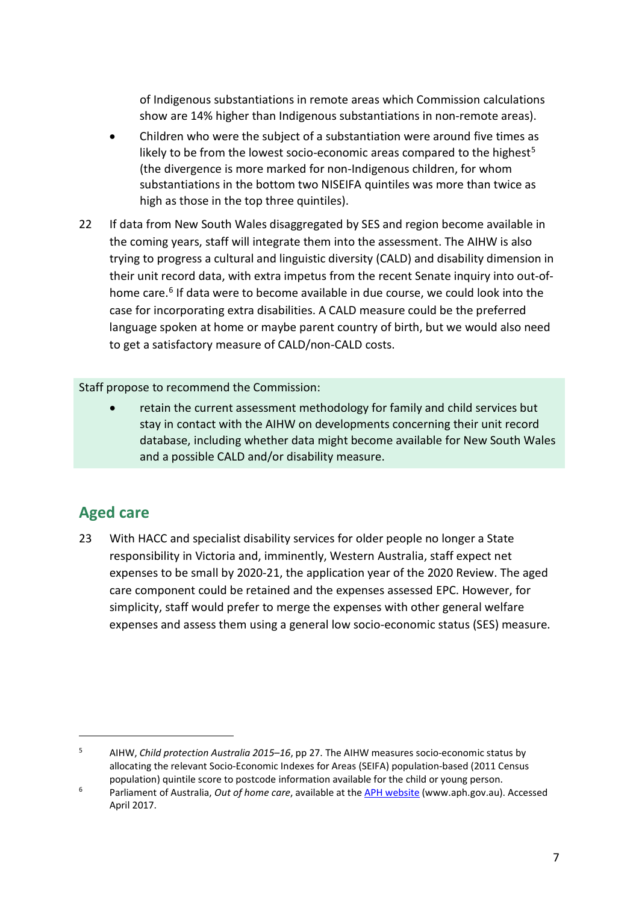of Indigenous substantiations in remote areas which Commission calculations show are 14% higher than Indigenous substantiations in non-remote areas).

- Children who were the subject of a substantiation were around five times as likely to be from the lowest socio-economic areas compared to the highest[5] (the divergence is more marked for non-Indigenous children, for whom substantiations in the bottom two NISEIFA quintiles was more than twice as high as those in the top three quintiles).

22 If data from New South Wales disaggregated by SES and region become available in the coming years, staff will integrate them into the assessment. The AIHW is also trying to progress a cultural and linguistic diversity (CALD) and disability dimension in their unit record data, with extra impetus from the recent Senate inquiry into out-of-home care.[6] If data were to become available in due course, we could look into the case for incorporating extra disabilities. A CALD measure could be the preferred language spoken at home or maybe parent country of birth, but we would also need to get a satisfactory measure of CALD/non-CALD costs.

Staff propose to recommend the Commission:

- retain the current assessment methodology for family and child services but stay in contact with the AIHW on developments concerning their unit record database, including whether data might become available for New South Wales and a possible CALD and/or disability measure.

## Aged care

23 With HACC and specialist disability services for older people no longer a State responsibility in Victoria and, imminently, Western Australia, staff expect net expenses to be small by 2020-21, the application year of the 2020 Review. The aged care component could be retained and the expenses assessed EPC. However, for simplicity, staff would prefer to merge the expenses with other general welfare expenses and assess them using a general low socio-economic status (SES) measure.

---

[5] AIHW, *Child protection Australia 2015–16*, pp 27. The AIHW measures socio-economic status by allocating the relevant Socio-Economic Indexes for Areas (SEIFA) population-based (2011 Census population) quintile score to postcode information available for the child or young person.

[6] Parliament of Australia, *Out of home care*, available at the [APH website](www.aph.gov.au) (www.aph.gov.au). Accessed April 2017.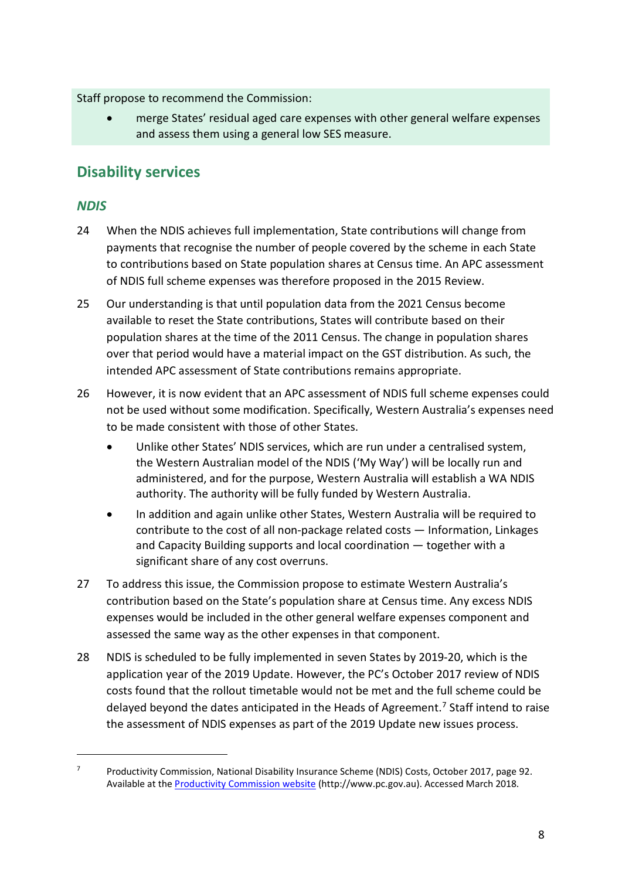Staff propose to recommend the Commission:

- merge States' residual aged care expenses with other general welfare expenses and assess them using a general low SES measure.

## Disability services

### *NDIS*

24 When the NDIS achieves full implementation, State contributions will change from payments that recognise the number of people covered by the scheme in each State to contributions based on State population shares at Census time. An APC assessment of NDIS full scheme expenses was therefore proposed in the 2015 Review.

25 Our understanding is that until population data from the 2021 Census become available to reset the State contributions, States will contribute based on their population shares at the time of the 2011 Census. The change in population shares over that period would have a material impact on the GST distribution. As such, the intended APC assessment of State contributions remains appropriate.

26 However, it is now evident that an APC assessment of NDIS full scheme expenses could not be used without some modification. Specifically, Western Australia's expenses need to be made consistent with those of other States.

- Unlike other States' NDIS services, which are run under a centralised system, the Western Australian model of the NDIS ('My Way') will be locally run and administered, and for the purpose, Western Australia will establish a WA NDIS authority. The authority will be fully funded by Western Australia.
- In addition and again unlike other States, Western Australia will be required to contribute to the cost of all non-package related costs — Information, Linkages and Capacity Building supports and local coordination — together with a significant share of any cost overruns.

27 To address this issue, the Commission propose to estimate Western Australia's contribution based on the State's population share at Census time. Any excess NDIS expenses would be included in the other general welfare expenses component and assessed the same way as the other expenses in that component.

28 NDIS is scheduled to be fully implemented in seven States by 2019-20, which is the application year of the 2019 Update. However, the PC's October 2017 review of NDIS costs found that the rollout timetable would not be met and the full scheme could be delayed beyond the dates anticipated in the Heads of Agreement.[7] Staff intend to raise the assessment of NDIS expenses as part of the 2019 Update new issues process.

---

[7] Productivity Commission, National Disability Insurance Scheme (NDIS) Costs, October 2017, page 92. Available at the Productivity Commission website (http://www.pc.gov.au). Accessed March 2018.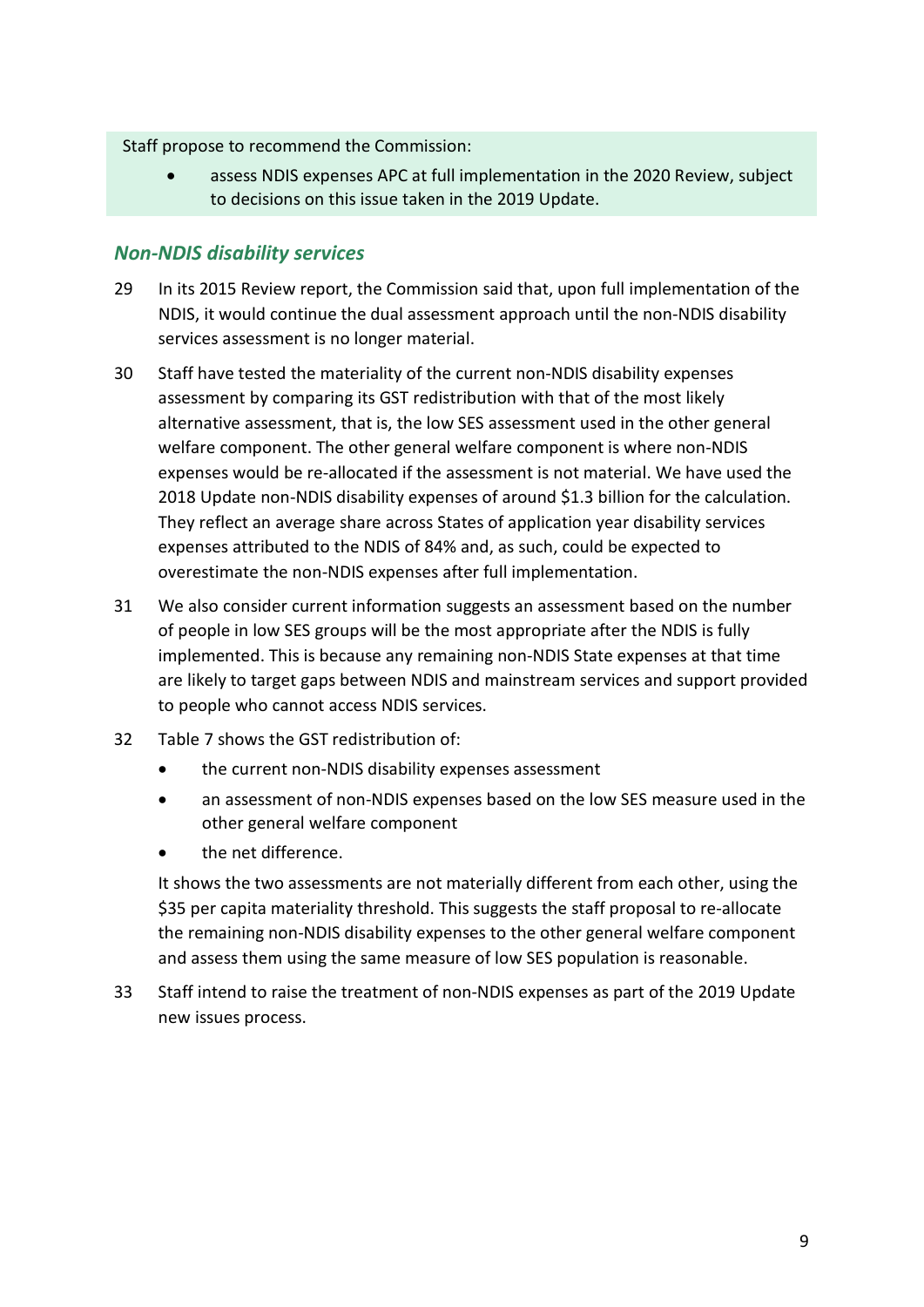Staff propose to recommend the Commission:

- assess NDIS expenses APC at full implementation in the 2020 Review, subject to decisions on this issue taken in the 2019 Update.

### *Non-NDIS disability services*

29 In its 2015 Review report, the Commission said that, upon full implementation of the NDIS, it would continue the dual assessment approach until the non-NDIS disability services assessment is no longer material.

30 Staff have tested the materiality of the current non-NDIS disability expenses assessment by comparing its GST redistribution with that of the most likely alternative assessment, that is, the low SES assessment used in the other general welfare component. The other general welfare component is where non-NDIS expenses would be re-allocated if the assessment is not material. We have used the 2018 Update non-NDIS disability expenses of around $1.3 billion for the calculation. They reflect an average share across States of application year disability services expenses attributed to the NDIS of 84% and, as such, could be expected to overestimate the non-NDIS expenses after full implementation.

31 We also consider current information suggests an assessment based on the number of people in low SES groups will be the most appropriate after the NDIS is fully implemented. This is because any remaining non-NDIS State expenses at that time are likely to target gaps between NDIS and mainstream services and support provided to people who cannot access NDIS services.

32 Table 7 shows the GST redistribution of:

- the current non-NDIS disability expenses assessment
- an assessment of non-NDIS expenses based on the low SES measure used in the other general welfare component
- the net difference.

It shows the two assessments are not materially different from each other, using the $35 per capita materiality threshold. This suggests the staff proposal to re-allocate the remaining non-NDIS disability expenses to the other general welfare component and assess them using the same measure of low SES population is reasonable.

33 Staff intend to raise the treatment of non-NDIS expenses as part of the 2019 Update new issues process.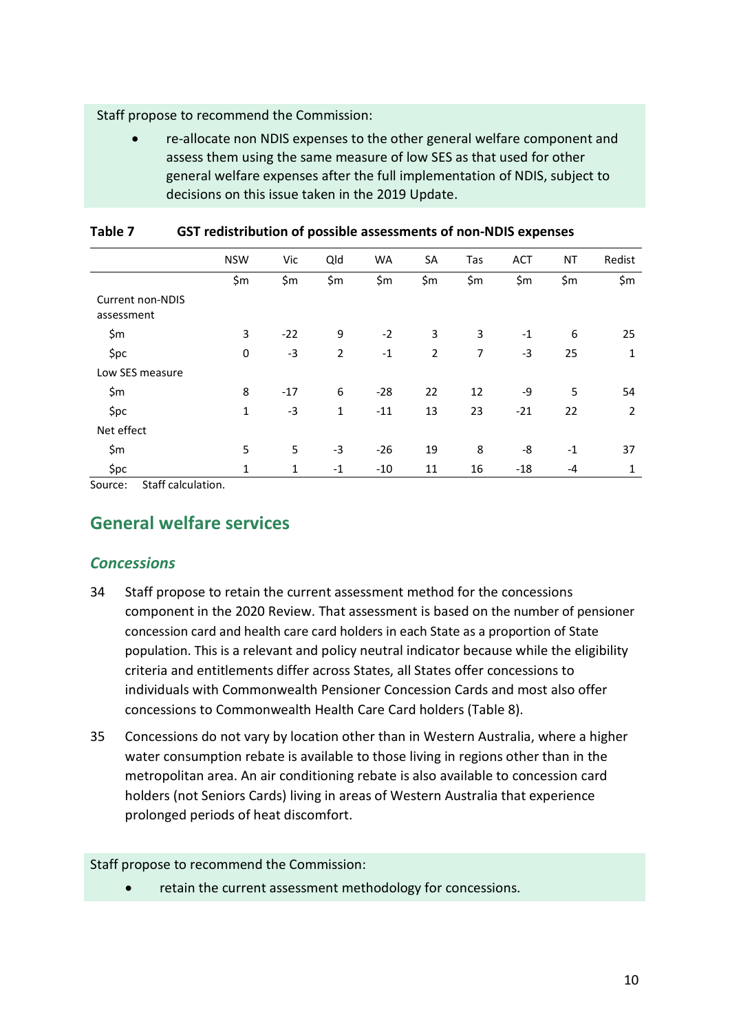Staff propose to recommend the Commission:

- re-allocate non NDIS expenses to the other general welfare component and assess them using the same measure of low SES as that used for other general welfare expenses after the full implementation of NDIS, subject to decisions on this issue taken in the 2019 Update.

**Table 7 GST redistribution of possible assessments of non-NDIS expenses**

| | NSW | Vic | Qld | WA | SA | Tas | ACT | NT | Redist |
|---|---|---|---|---|---|---|---|---|---|
| | $m | $m | $m | $m | $m | $m | $m | $m | $m |
| Current non-NDIS assessment | | | | | | | | | |
| $m | 3 | -22 | 9 | -2 | 3 | 3 | -1 | 6 | 25 |
| $pc | 0 | -3 | 2 | -1 | 2 | 7 | -3 | 25 | 1 |
| Low SES measure | | | | | | | | | |
| $m | 8 | -17 | 6 | -28 | 22 | 12 | -9 | 5 | 54 |
| $pc | 1 | -3 | 1 | -11 | 13 | 23 | -21 | 22 | 2 |
| Net effect | | | | | | | | | |
| $m | 5 | 5 | -3 | -26 | 19 | 8 | -8 | -1 | 37 |
| $pc | 1 | 1 | -1 | -10 | 11 | 16 | -18 | -4 | 1 |

Source: Staff calculation.

## General welfare services

### *Concessions*

34 Staff propose to retain the current assessment method for the concessions component in the 2020 Review. That assessment is based on the number of pensioner concession card and health care card holders in each State as a proportion of State population. This is a relevant and policy neutral indicator because while the eligibility criteria and entitlements differ across States, all States offer concessions to individuals with Commonwealth Pensioner Concession Cards and most also offer concessions to Commonwealth Health Care Card holders (Table 8).

35 Concessions do not vary by location other than in Western Australia, where a higher water consumption rebate is available to those living in regions other than in the metropolitan area. An air conditioning rebate is also available to concession card holders (not Seniors Cards) living in areas of Western Australia that experience prolonged periods of heat discomfort.

Staff propose to recommend the Commission:

- retain the current assessment methodology for concessions.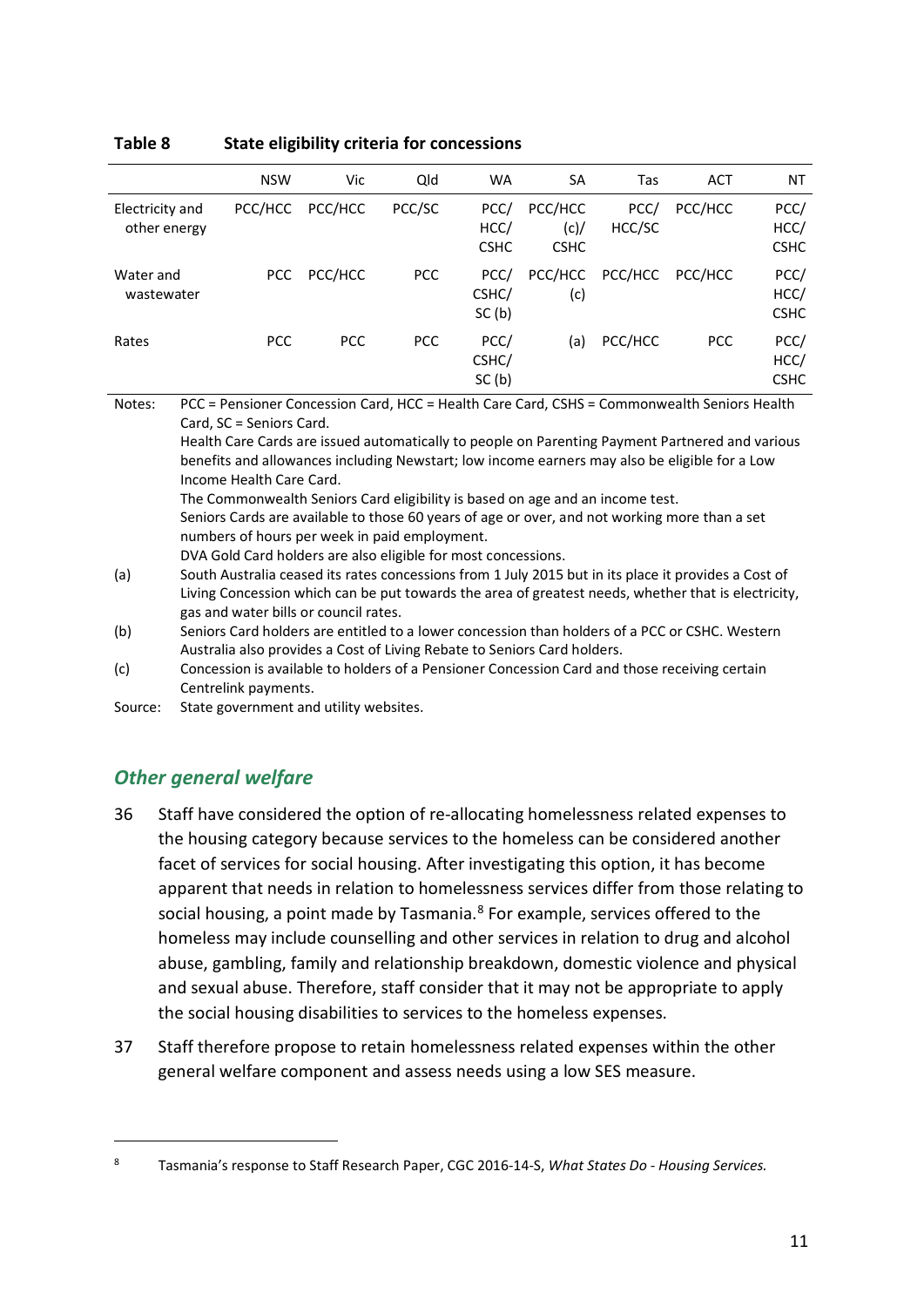**Table 8 State eligibility criteria for concessions**

| | NSW | Vic | Qld | WA | SA | Tas | ACT | NT |
|---|---|---|---|---|---|---|---|---|
| Electricity and other energy | PCC/HCC | PCC/HCC | PCC/SC | PCC/ HCC/ CSHC | PCC/HCC (c)/ CSHC | PCC/ HCC/SC | PCC/HCC | PCC/ HCC/ CSHC |
| Water and wastewater | PCC | PCC/HCC | PCC | PCC/ CSHC/ SC (b) | PCC/HCC (c) | PCC/HCC | PCC/HCC | PCC/ HCC/ CSHC |
| Rates | PCC | PCC | PCC | PCC/ CSHC/ SC (b) | (a) | PCC/HCC | PCC | PCC/ HCC/ CSHC |

Notes: PCC = Pensioner Concession Card, HCC = Health Care Card, CSHS = Commonwealth Seniors Health Card, SC = Seniors Card.
Health Care Cards are issued automatically to people on Parenting Payment Partnered and various benefits and allowances including Newstart; low income earners may also be eligible for a Low Income Health Care Card.
The Commonwealth Seniors Card eligibility is based on age and an income test.
Seniors Cards are available to those 60 years of age or over, and not working more than a set numbers of hours per week in paid employment.
DVA Gold Card holders are also eligible for most concessions.

(a) South Australia ceased its rates concessions from 1 July 2015 but in its place it provides a Cost of Living Concession which can be put towards the area of greatest needs, whether that is electricity, gas and water bills or council rates.

(b) Seniors Card holders are entitled to a lower concession than holders of a PCC or CSHC. Western Australia also provides a Cost of Living Rebate to Seniors Card holders.

(c) Concession is available to holders of a Pensioner Concession Card and those receiving certain Centrelink payments.

Source: State government and utility websites.

## *Other general welfare*

36 Staff have considered the option of re-allocating homelessness related expenses to the housing category because services to the homeless can be considered another facet of services for social housing. After investigating this option, it has become apparent that needs in relation to homelessness services differ from those relating to social housing, a point made by Tasmania.[8] For example, services offered to the homeless may include counselling and other services in relation to drug and alcohol abuse, gambling, family and relationship breakdown, domestic violence and physical and sexual abuse. Therefore, staff consider that it may not be appropriate to apply the social housing disabilities to services to the homeless expenses.

37 Staff therefore propose to retain homelessness related expenses within the other general welfare component and assess needs using a low SES measure.

[8] Tasmania's response to Staff Research Paper, CGC 2016-14-S, *What States Do - Housing Services.*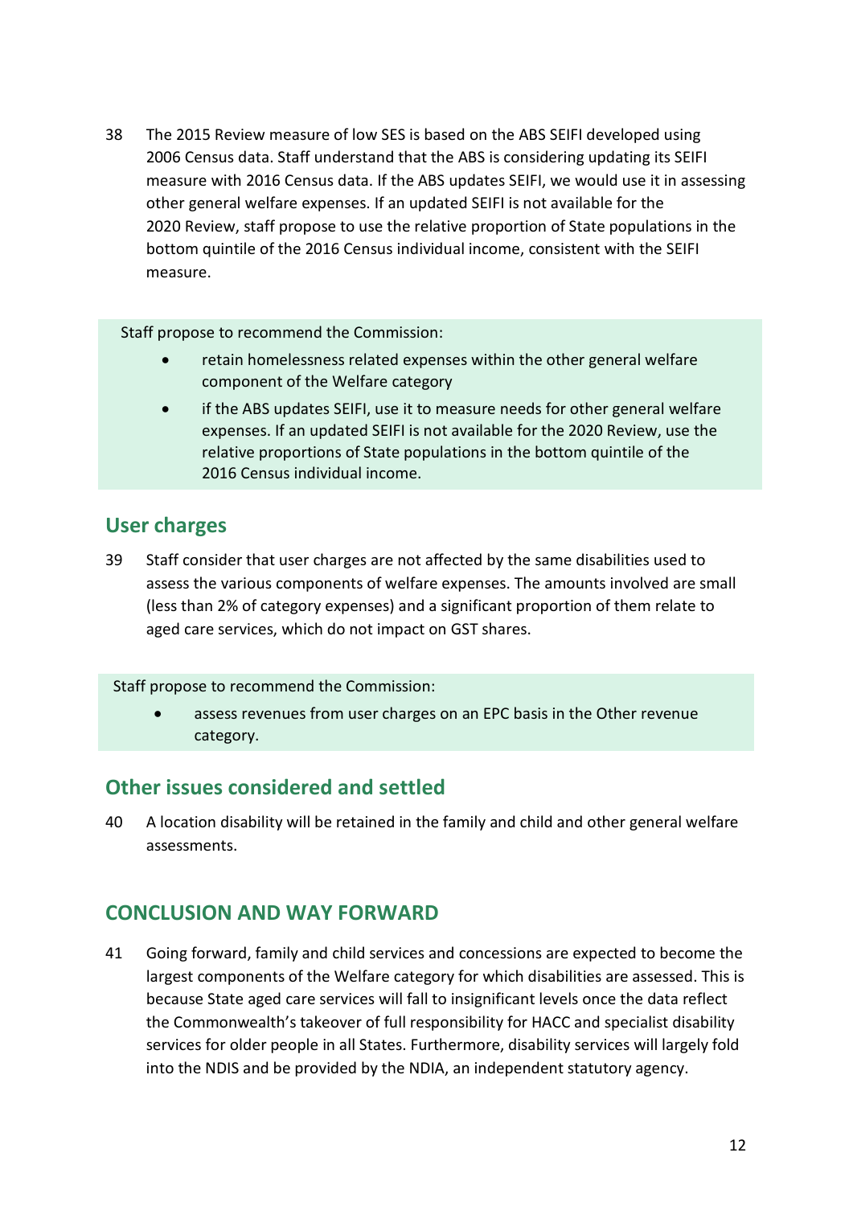38 The 2015 Review measure of low SES is based on the ABS SEIFI developed using 2006 Census data. Staff understand that the ABS is considering updating its SEIFI measure with 2016 Census data. If the ABS updates SEIFI, we would use it in assessing other general welfare expenses. If an updated SEIFI is not available for the 2020 Review, staff propose to use the relative proportion of State populations in the bottom quintile of the 2016 Census individual income, consistent with the SEIFI measure.

> Staff propose to recommend the Commission:
>
> - retain homelessness related expenses within the other general welfare component of the Welfare category
> - if the ABS updates SEIFI, use it to measure needs for other general welfare expenses. If an updated SEIFI is not available for the 2020 Review, use the relative proportions of State populations in the bottom quintile of the 2016 Census individual income.

## User charges

39 Staff consider that user charges are not affected by the same disabilities used to assess the various components of welfare expenses. The amounts involved are small (less than 2% of category expenses) and a significant proportion of them relate to aged care services, which do not impact on GST shares.

> Staff propose to recommend the Commission:
>
> - assess revenues from user charges on an EPC basis in the Other revenue category.

## Other issues considered and settled

40 A location disability will be retained in the family and child and other general welfare assessments.

## CONCLUSION AND WAY FORWARD

41 Going forward, family and child services and concessions are expected to become the largest components of the Welfare category for which disabilities are assessed. This is because State aged care services will fall to insignificant levels once the data reflect the Commonwealth's takeover of full responsibility for HACC and specialist disability services for older people in all States. Furthermore, disability services will largely fold into the NDIS and be provided by the NDIA, an independent statutory agency.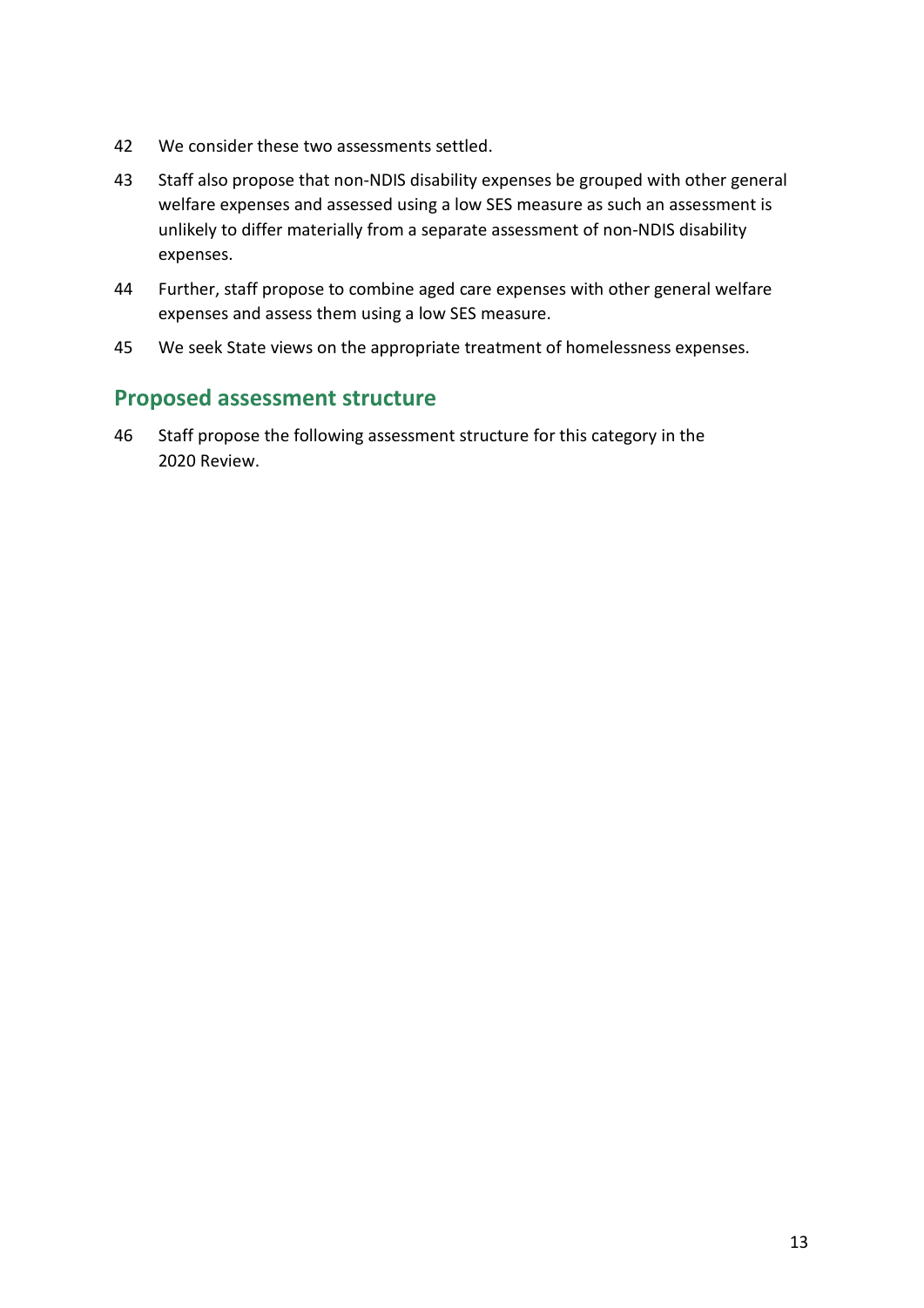42 We consider these two assessments settled.

43 Staff also propose that non-NDIS disability expenses be grouped with other general welfare expenses and assessed using a low SES measure as such an assessment is unlikely to differ materially from a separate assessment of non-NDIS disability expenses.

44 Further, staff propose to combine aged care expenses with other general welfare expenses and assess them using a low SES measure.

45 We seek State views on the appropriate treatment of homelessness expenses.

## Proposed assessment structure

46 Staff propose the following assessment structure for this category in the 2020 Review.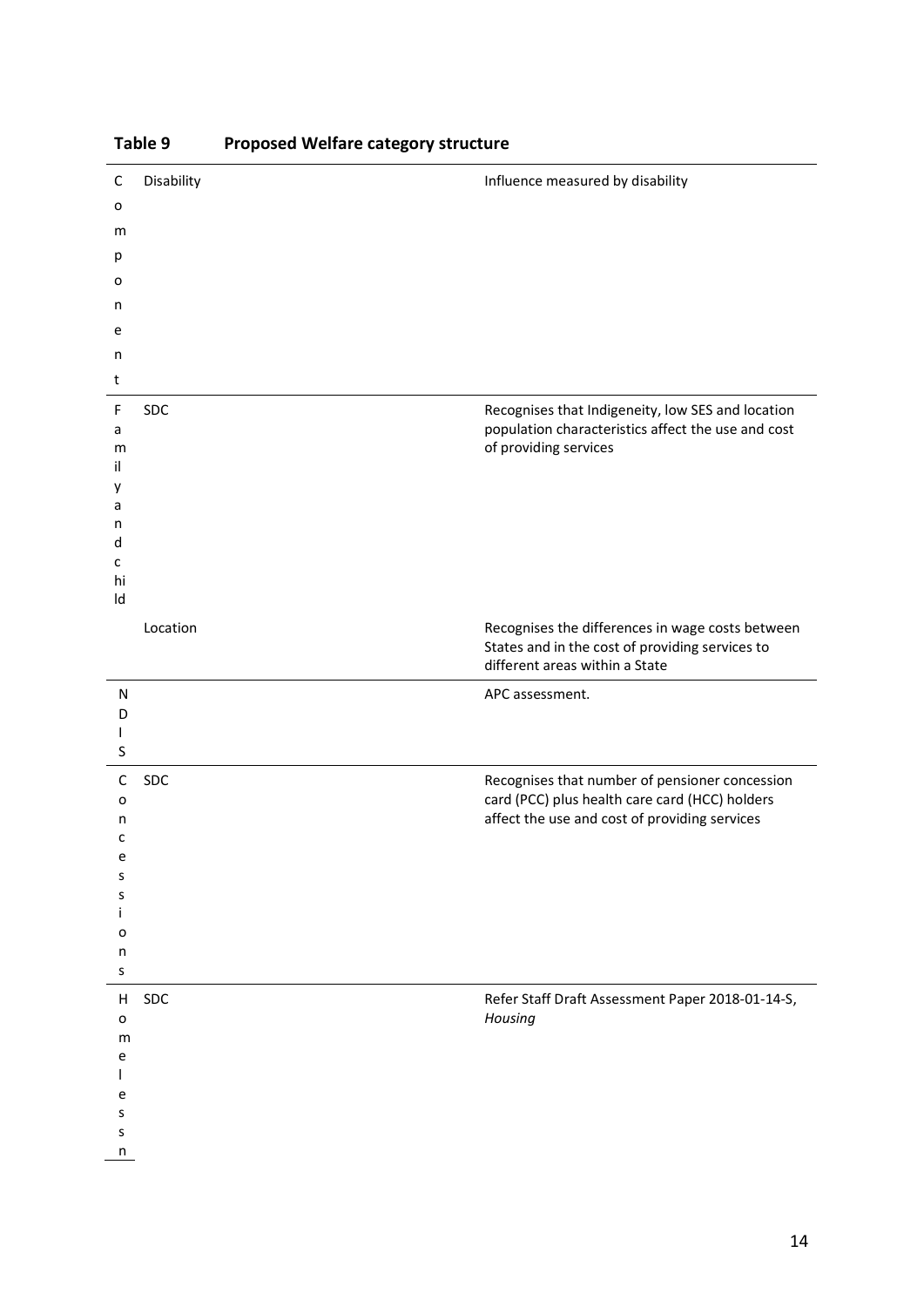**Table 9 Proposed Welfare category structure**

| Component | Disability | Influence measured by disability |
|---|---|---|
| Family and child | SDC | Recognises that Indigeneity, low SES and location population characteristics affect the use and cost of providing services |
| | Location | Recognises the differences in wage costs between States and in the cost of providing services to different areas within a State |
| NDIS | | APC assessment. |
| Concessions | SDC | Recognises that number of pensioner concession card (PCC) plus health care card (HCC) holders affect the use and cost of providing services |
| Homelessn | SDC | Refer Staff Draft Assessment Paper 2018-01-14-S, *Housing* |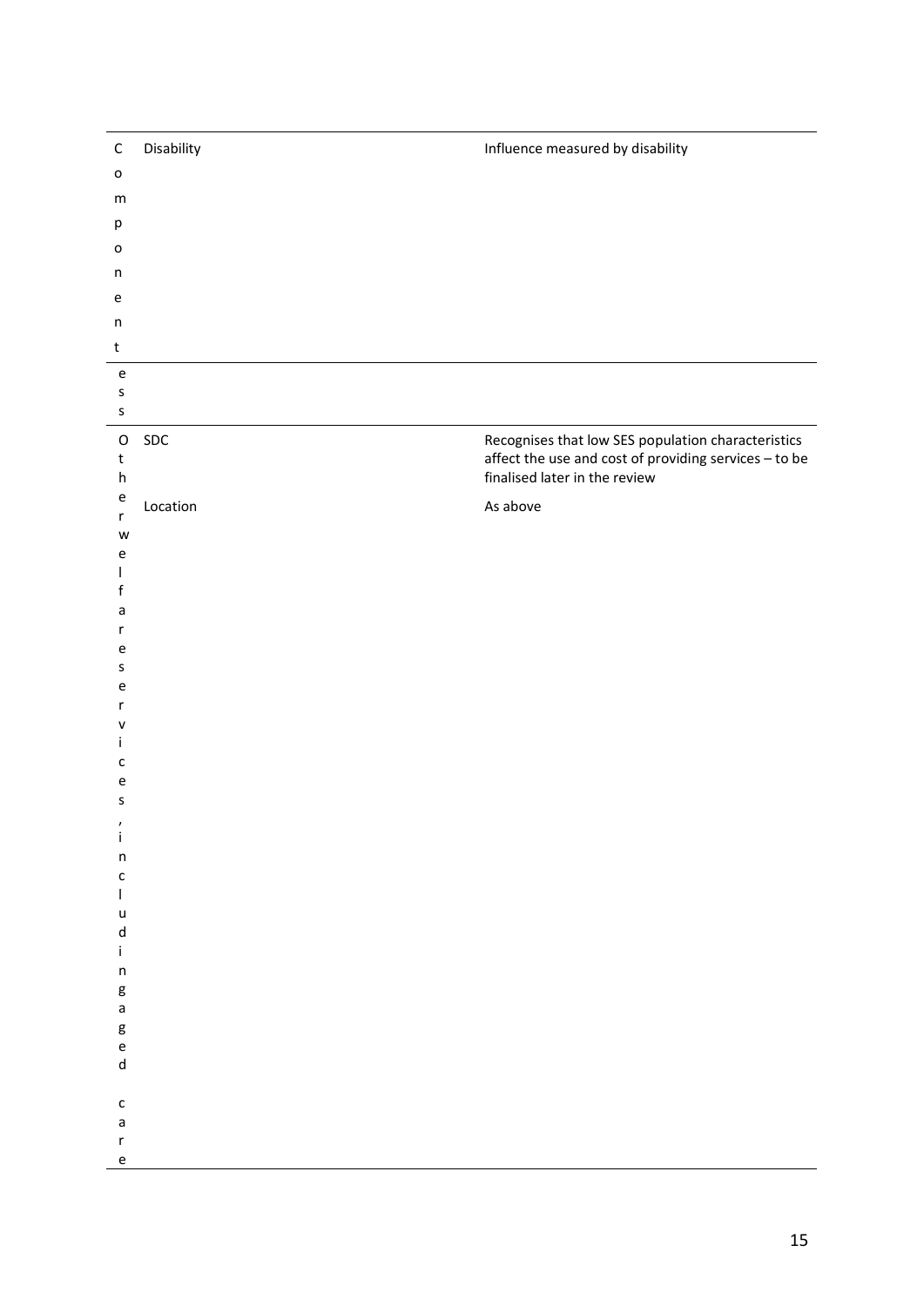| | | |
|---|---|---|
| Component | Disability | Influence measured by disability |
| ess | | |
| Other welfare services, including aged care | SDC | Recognises that low SES population characteristics affect the use and cost of providing services – to be finalised later in the review |
| | Location | As above |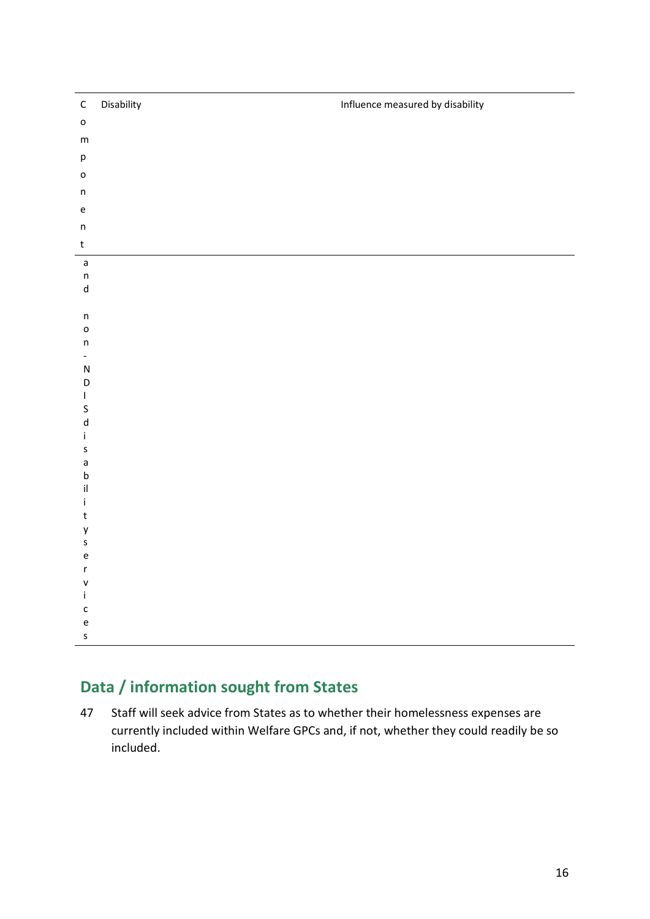| | | |
|---|---|---|
| Component and non-NDIS disability services | Disability | Influence measured by disability |

## Data / information sought from States

47 Staff will seek advice from States as to whether their homelessness expenses are currently included within Welfare GPCs and, if not, whether they could readily be so included.